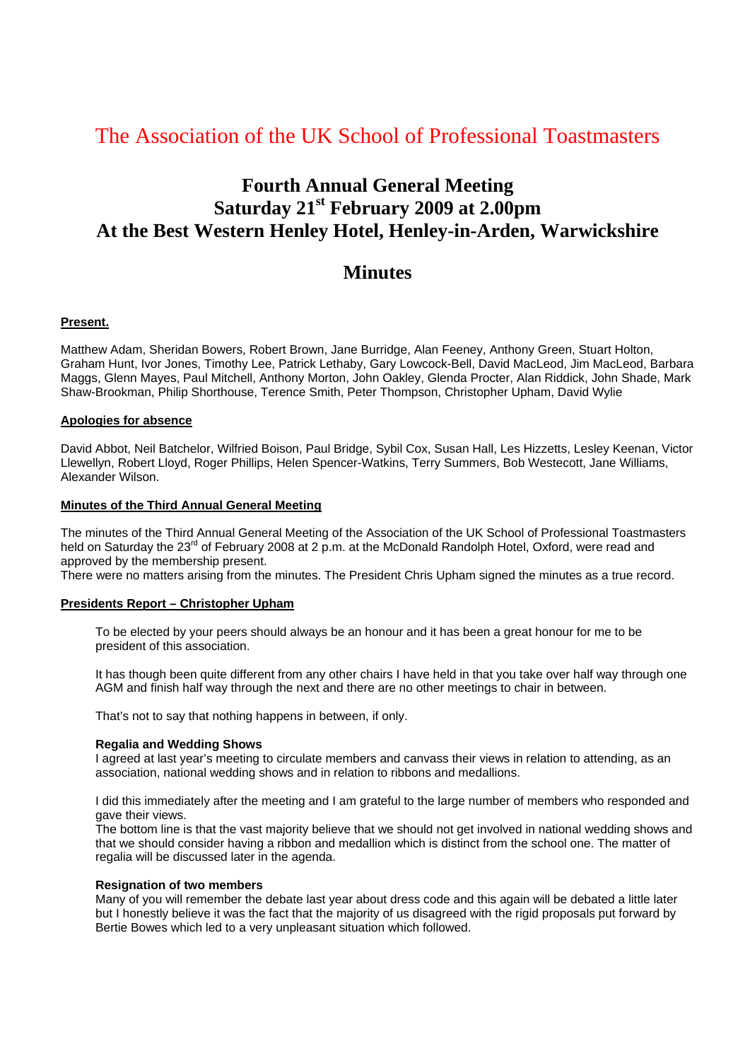# The Association of the UK School of Professional Toastmasters

## Fourth Annual General Meeting
## Saturday 21st February 2009 at 2.00pm
## At the Best Western Henley Hotel, Henley-in-Arden, Warwickshire

## Minutes

**Present.**

Matthew Adam, Sheridan Bowers, Robert Brown, Jane Burridge, Alan Feeney, Anthony Green, Stuart Holton, Graham Hunt, Ivor Jones, Timothy Lee, Patrick Lethaby, Gary Lowcock-Bell, David MacLeod, Jim MacLeod, Barbara Maggs, Glenn Mayes, Paul Mitchell, Anthony Morton, John Oakley, Glenda Procter, Alan Riddick, John Shade, Mark Shaw-Brookman, Philip Shorthouse, Terence Smith, Peter Thompson, Christopher Upham, David Wylie

**Apologies for absence**

David Abbot, Neil Batchelor, Wilfried Boison, Paul Bridge, Sybil Cox, Susan Hall, Les Hizzetts, Lesley Keenan, Victor Llewellyn, Robert Lloyd, Roger Phillips, Helen Spencer-Watkins, Terry Summers, Bob Westecott, Jane Williams, Alexander Wilson.

**Minutes of the Third Annual General Meeting**

The minutes of the Third Annual General Meeting of the Association of the UK School of Professional Toastmasters held on Saturday the 23rd of February 2008 at 2 p.m. at the McDonald Randolph Hotel, Oxford, were read and approved by the membership present.
There were no matters arising from the minutes. The President Chris Upham signed the minutes as a true record.

**Presidents Report – Christopher Upham**

To be elected by your peers should always be an honour and it has been a great honour for me to be president of this association.

It has though been quite different from any other chairs I have held in that you take over half way through one AGM and finish half way through the next and there are no other meetings to chair in between.

That's not to say that nothing happens in between, if only.

**Regalia and Wedding Shows**
I agreed at last year's meeting to circulate members and canvass their views in relation to attending, as an association, national wedding shows and in relation to ribbons and medallions.

I did this immediately after the meeting and I am grateful to the large number of members who responded and gave their views.
The bottom line is that the vast majority believe that we should not get involved in national wedding shows and that we should consider having a ribbon and medallion which is distinct from the school one. The matter of regalia will be discussed later in the agenda.

**Resignation of two members**
Many of you will remember the debate last year about dress code and this again will be debated a little later but I honestly believe it was the fact that the majority of us disagreed with the rigid proposals put forward by Bertie Bowes which led to a very unpleasant situation which followed.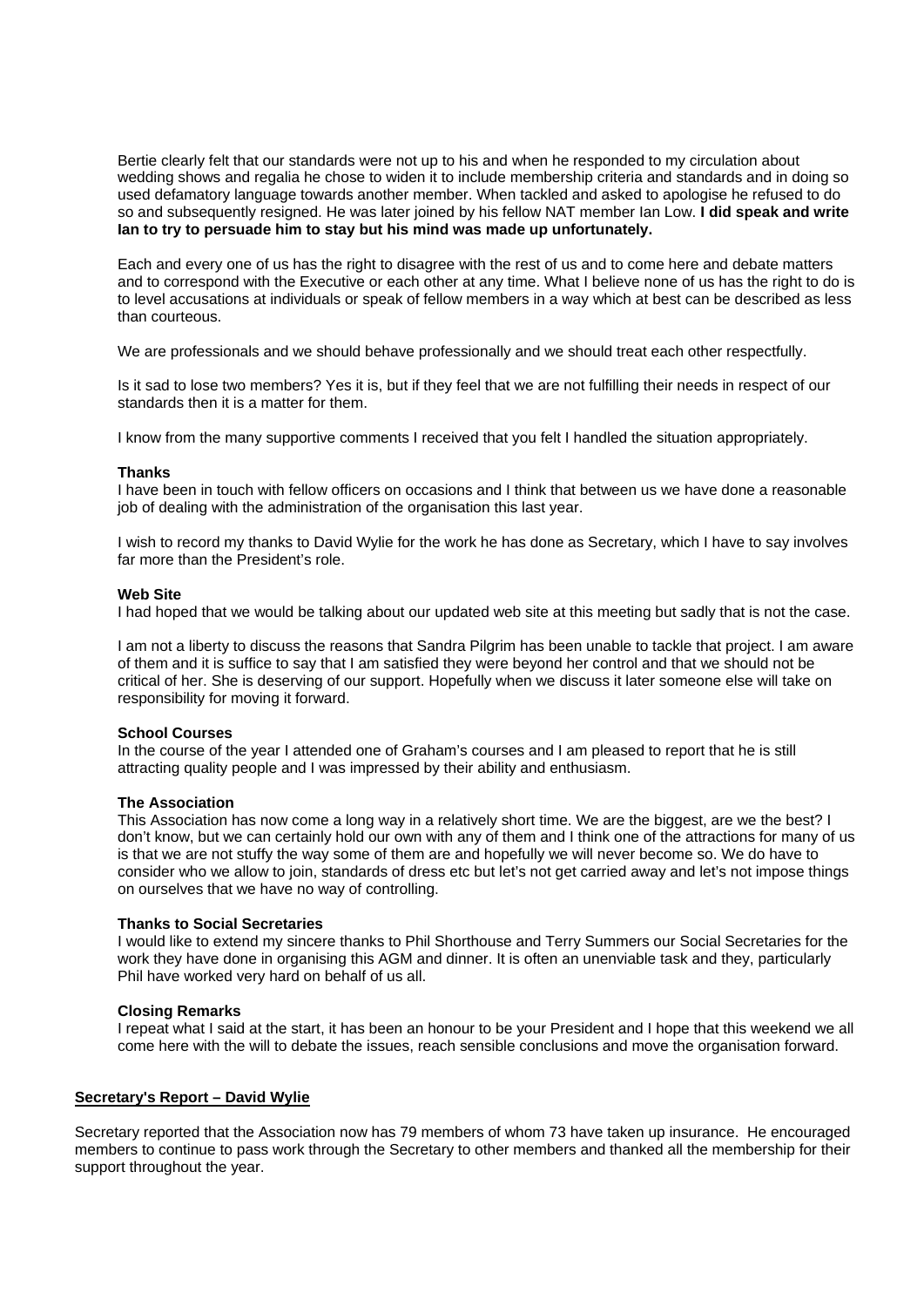Bertie clearly felt that our standards were not up to his and when he responded to my circulation about wedding shows and regalia he chose to widen it to include membership criteria and standards and in doing so used defamatory language towards another member. When tackled and asked to apologise he refused to do so and subsequently resigned. He was later joined by his fellow NAT member Ian Low. **I did speak and write Ian to try to persuade him to stay but his mind was made up unfortunately.**

Each and every one of us has the right to disagree with the rest of us and to come here and debate matters and to correspond with the Executive or each other at any time. What I believe none of us has the right to do is to level accusations at individuals or speak of fellow members in a way which at best can be described as less than courteous.

We are professionals and we should behave professionally and we should treat each other respectfully.

Is it sad to lose two members? Yes it is, but if they feel that we are not fulfilling their needs in respect of our standards then it is a matter for them.

I know from the many supportive comments I received that you felt I handled the situation appropriately.

**Thanks**
I have been in touch with fellow officers on occasions and I think that between us we have done a reasonable job of dealing with the administration of the organisation this last year.

I wish to record my thanks to David Wylie for the work he has done as Secretary, which I have to say involves far more than the President's role.

**Web Site**
I had hoped that we would be talking about our updated web site at this meeting but sadly that is not the case.

I am not a liberty to discuss the reasons that Sandra Pilgrim has been unable to tackle that project. I am aware of them and it is suffice to say that I am satisfied they were beyond her control and that we should not be critical of her. She is deserving of our support. Hopefully when we discuss it later someone else will take on responsibility for moving it forward.

**School Courses**
In the course of the year I attended one of Graham's courses and I am pleased to report that he is still attracting quality people and I was impressed by their ability and enthusiasm.

**The Association**
This Association has now come a long way in a relatively short time. We are the biggest, are we the best? I don't know, but we can certainly hold our own with any of them and I think one of the attractions for many of us is that we are not stuffy the way some of them are and hopefully we will never become so. We do have to consider who we allow to join, standards of dress etc but let's not get carried away and let's not impose things on ourselves that we have no way of controlling.

**Thanks to Social Secretaries**
I would like to extend my sincere thanks to Phil Shorthouse and Terry Summers our Social Secretaries for the work they have done in organising this AGM and dinner. It is often an unenviable task and they, particularly Phil have worked very hard on behalf of us all.

**Closing Remarks**
I repeat what I said at the start, it has been an honour to be your President and I hope that this weekend we all come here with the will to debate the issues, reach sensible conclusions and move the organisation forward.

**<u>Secretary's Report – David Wylie</u>**

Secretary reported that the Association now has 79 members of whom 73 have taken up insurance. He encouraged members to continue to pass work through the Secretary to other members and thanked all the membership for their support throughout the year.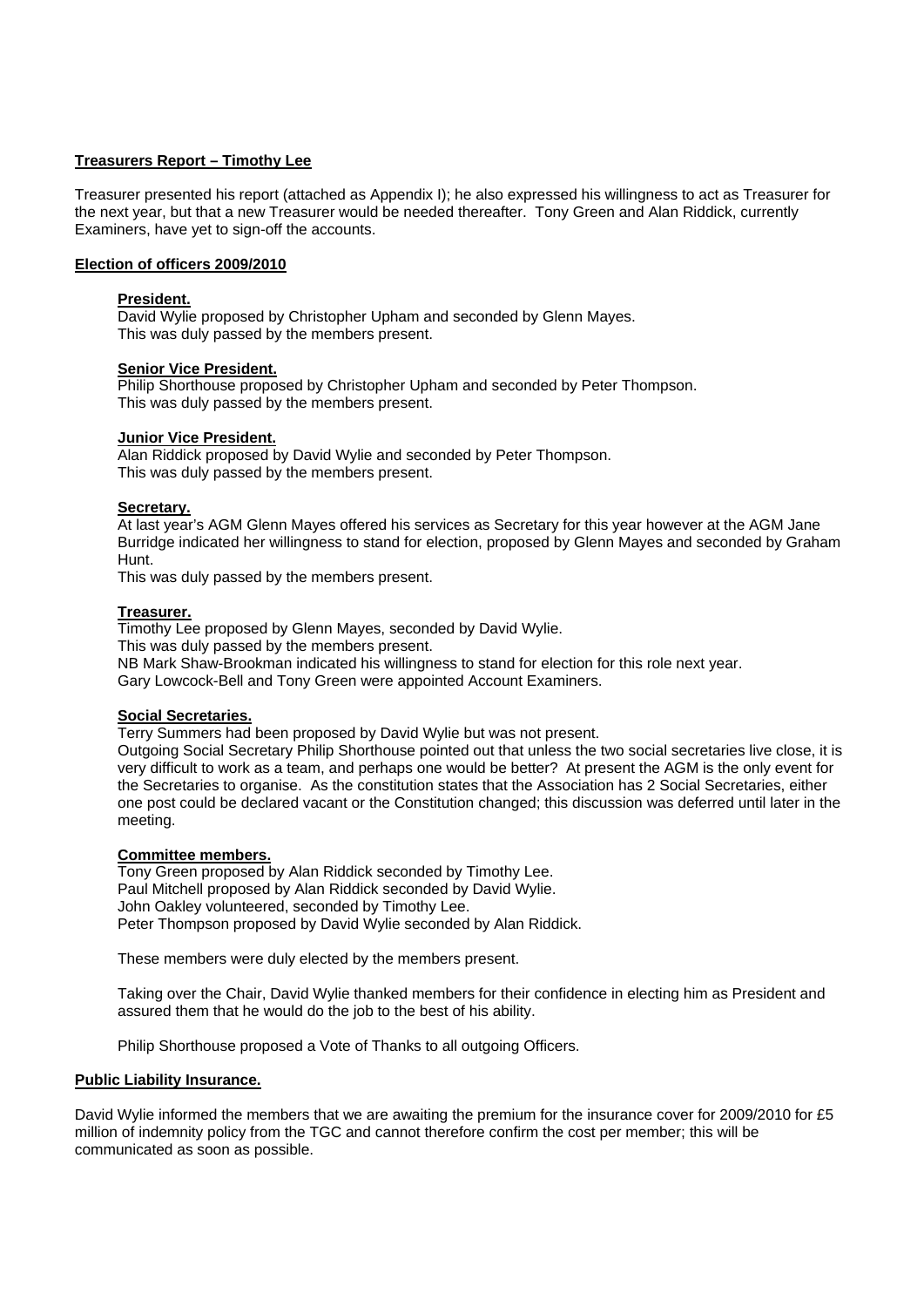**Treasurers Report – Timothy Lee**

Treasurer presented his report (attached as Appendix I); he also expressed his willingness to act as Treasurer for the next year, but that a new Treasurer would be needed thereafter. Tony Green and Alan Riddick, currently Examiners, have yet to sign-off the accounts.

**Election of officers 2009/2010**

**President.**
David Wylie proposed by Christopher Upham and seconded by Glenn Mayes.
This was duly passed by the members present.

**Senior Vice President.**
Philip Shorthouse proposed by Christopher Upham and seconded by Peter Thompson.
This was duly passed by the members present.

**Junior Vice President.**
Alan Riddick proposed by David Wylie and seconded by Peter Thompson.
This was duly passed by the members present.

**Secretary.**
At last year's AGM Glenn Mayes offered his services as Secretary for this year however at the AGM Jane Burridge indicated her willingness to stand for election, proposed by Glenn Mayes and seconded by Graham Hunt.
This was duly passed by the members present.

**Treasurer.**
Timothy Lee proposed by Glenn Mayes, seconded by David Wylie.
This was duly passed by the members present.
NB Mark Shaw-Brookman indicated his willingness to stand for election for this role next year.
Gary Lowcock-Bell and Tony Green were appointed Account Examiners.

**Social Secretaries.**
Terry Summers had been proposed by David Wylie but was not present.
Outgoing Social Secretary Philip Shorthouse pointed out that unless the two social secretaries live close, it is very difficult to work as a team, and perhaps one would be better? At present the AGM is the only event for the Secretaries to organise. As the constitution states that the Association has 2 Social Secretaries, either one post could be declared vacant or the Constitution changed; this discussion was deferred until later in the meeting.

**Committee members.**
Tony Green proposed by Alan Riddick seconded by Timothy Lee.
Paul Mitchell proposed by Alan Riddick seconded by David Wylie.
John Oakley volunteered, seconded by Timothy Lee.
Peter Thompson proposed by David Wylie seconded by Alan Riddick.

These members were duly elected by the members present.

Taking over the Chair, David Wylie thanked members for their confidence in electing him as President and assured them that he would do the job to the best of his ability.

Philip Shorthouse proposed a Vote of Thanks to all outgoing Officers.

**Public Liability Insurance.**

David Wylie informed the members that we are awaiting the premium for the insurance cover for 2009/2010 for £5 million of indemnity policy from the TGC and cannot therefore confirm the cost per member; this will be communicated as soon as possible.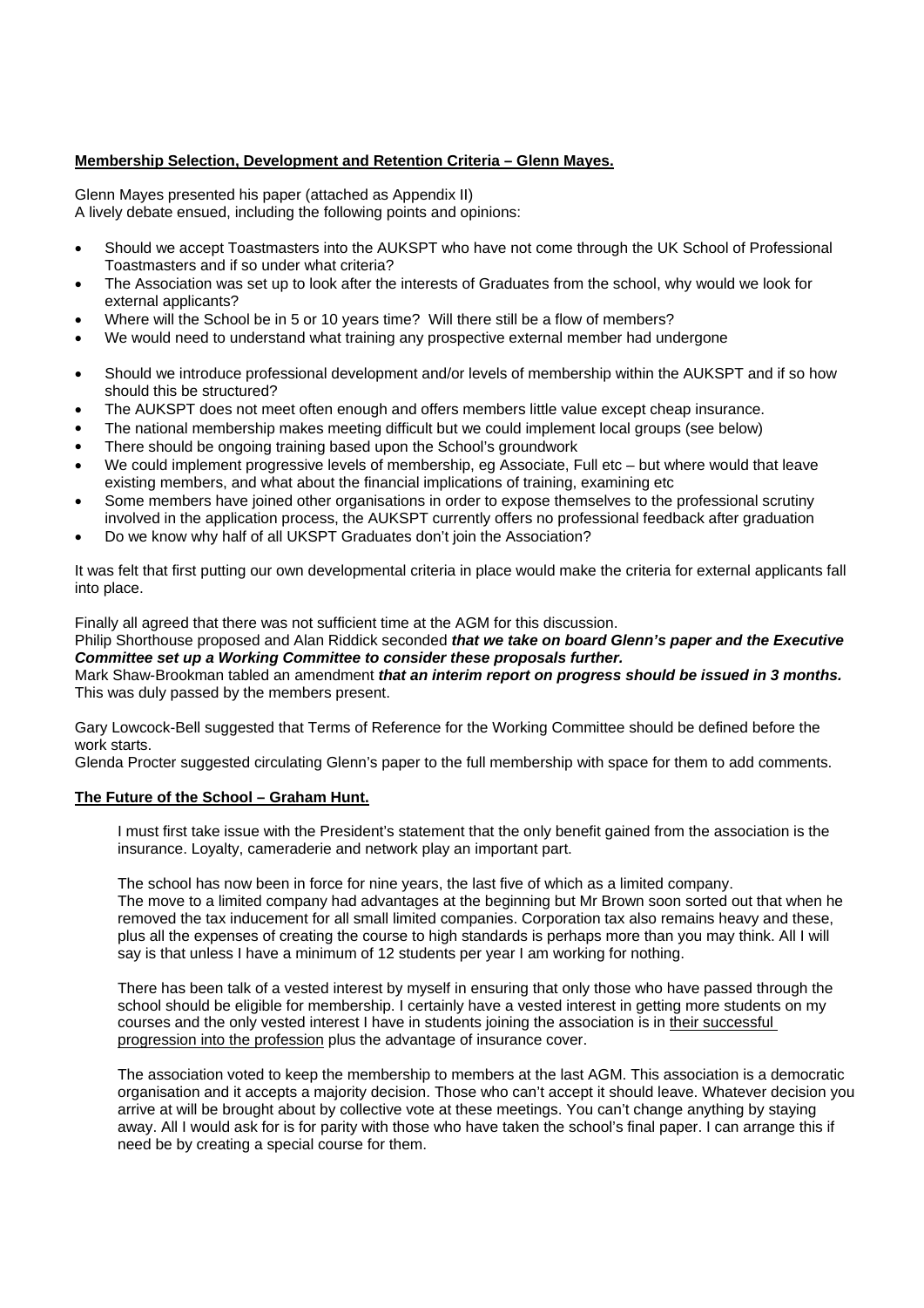**Membership Selection, Development and Retention Criteria – Glenn Mayes.**

Glenn Mayes presented his paper (attached as Appendix II)
A lively debate ensued, including the following points and opinions:

- Should we accept Toastmasters into the AUKSPT who have not come through the UK School of Professional Toastmasters and if so under what criteria?
- The Association was set up to look after the interests of Graduates from the school, why would we look for external applicants?
- Where will the School be in 5 or 10 years time? Will there still be a flow of members?
- We would need to understand what training any prospective external member had undergone

- Should we introduce professional development and/or levels of membership within the AUKSPT and if so how should this be structured?
- The AUKSPT does not meet often enough and offers members little value except cheap insurance.
- The national membership makes meeting difficult but we could implement local groups (see below)
- There should be ongoing training based upon the School's groundwork
- We could implement progressive levels of membership, eg Associate, Full etc – but where would that leave existing members, and what about the financial implications of training, examining etc
- Some members have joined other organisations in order to expose themselves to the professional scrutiny involved in the application process, the AUKSPT currently offers no professional feedback after graduation
- Do we know why half of all UKSPT Graduates don't join the Association?

It was felt that first putting our own developmental criteria in place would make the criteria for external applicants fall into place.

Finally all agreed that there was not sufficient time at the AGM for this discussion.
Philip Shorthouse proposed and Alan Riddick seconded ***that we take on board Glenn's paper and the Executive Committee set up a Working Committee to consider these proposals further.***
Mark Shaw-Brookman tabled an amendment ***that an interim report on progress should be issued in 3 months.*** This was duly passed by the members present.

Gary Lowcock-Bell suggested that Terms of Reference for the Working Committee should be defined before the work starts.
Glenda Procter suggested circulating Glenn's paper to the full membership with space for them to add comments.

**The Future of the School – Graham Hunt.**

> I must first take issue with the President's statement that the only benefit gained from the association is the insurance. Loyalty, cameraderie and network play an important part.
>
> The school has now been in force for nine years, the last five of which as a limited company.
> The move to a limited company had advantages at the beginning but Mr Brown soon sorted out that when he removed the tax inducement for all small limited companies. Corporation tax also remains heavy and these, plus all the expenses of creating the course to high standards is perhaps more than you may think. All I will say is that unless I have a minimum of 12 students per year I am working for nothing.
>
> There has been talk of a vested interest by myself in ensuring that only those who have passed through the school should be eligible for membership. I certainly have a vested interest in getting more students on my courses and the only vested interest I have in students joining the association is in <u>their successful progression into the profession</u> plus the advantage of insurance cover.
>
> The association voted to keep the membership to members at the last AGM. This association is a democratic organisation and it accepts a majority decision. Those who can't accept it should leave. Whatever decision you arrive at will be brought about by collective vote at these meetings. You can't change anything by staying away. All I would ask for is for parity with those who have taken the school's final paper. I can arrange this if need be by creating a special course for them.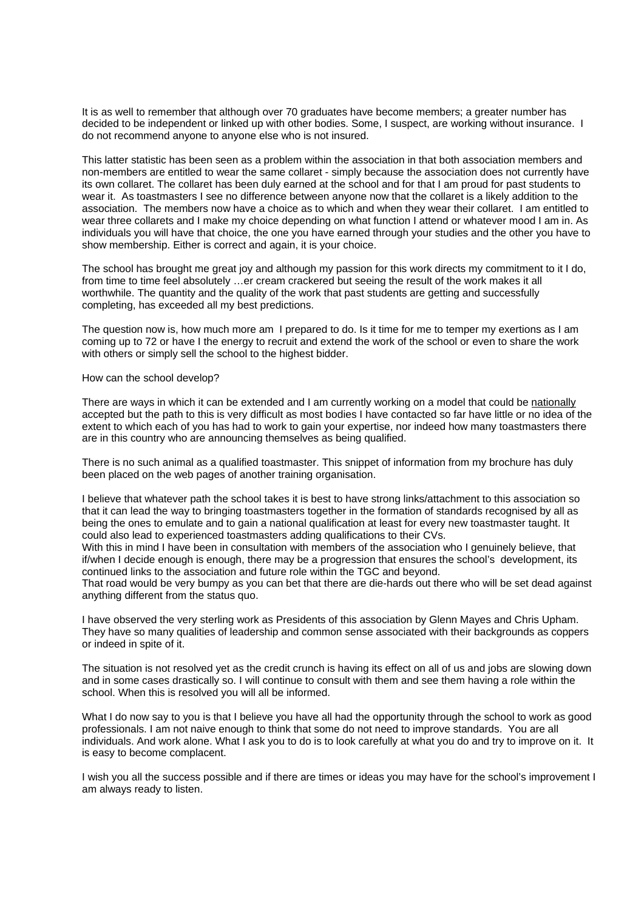It is as well to remember that although over 70 graduates have become members; a greater number has decided to be independent or linked up with other bodies. Some, I suspect, are working without insurance. I do not recommend anyone to anyone else who is not insured.

This latter statistic has been seen as a problem within the association in that both association members and non-members are entitled to wear the same collaret - simply because the association does not currently have its own collaret. The collaret has been duly earned at the school and for that I am proud for past students to wear it. As toastmasters I see no difference between anyone now that the collaret is a likely addition to the association. The members now have a choice as to which and when they wear their collaret. I am entitled to wear three collarets and I make my choice depending on what function I attend or whatever mood I am in. As individuals you will have that choice, the one you have earned through your studies and the other you have to show membership. Either is correct and again, it is your choice.

The school has brought me great joy and although my passion for this work directs my commitment to it I do, from time to time feel absolutely …er cream crackered but seeing the result of the work makes it all worthwhile. The quantity and the quality of the work that past students are getting and successfully completing, has exceeded all my best predictions.

The question now is, how much more am I prepared to do. Is it time for me to temper my exertions as I am coming up to 72 or have I the energy to recruit and extend the work of the school or even to share the work with others or simply sell the school to the highest bidder.

How can the school develop?

There are ways in which it can be extended and I am currently working on a model that could be nationally accepted but the path to this is very difficult as most bodies I have contacted so far have little or no idea of the extent to which each of you has had to work to gain your expertise, nor indeed how many toastmasters there are in this country who are announcing themselves as being qualified.

There is no such animal as a qualified toastmaster. This snippet of information from my brochure has duly been placed on the web pages of another training organisation.

I believe that whatever path the school takes it is best to have strong links/attachment to this association so that it can lead the way to bringing toastmasters together in the formation of standards recognised by all as being the ones to emulate and to gain a national qualification at least for every new toastmaster taught. It could also lead to experienced toastmasters adding qualifications to their CVs.
With this in mind I have been in consultation with members of the association who I genuinely believe, that if/when I decide enough is enough, there may be a progression that ensures the school's development, its continued links to the association and future role within the TGC and beyond.
That road would be very bumpy as you can bet that there are die-hards out there who will be set dead against anything different from the status quo.

I have observed the very sterling work as Presidents of this association by Glenn Mayes and Chris Upham. They have so many qualities of leadership and common sense associated with their backgrounds as coppers or indeed in spite of it.

The situation is not resolved yet as the credit crunch is having its effect on all of us and jobs are slowing down and in some cases drastically so. I will continue to consult with them and see them having a role within the school. When this is resolved you will all be informed.

What I do now say to you is that I believe you have all had the opportunity through the school to work as good professionals. I am not naive enough to think that some do not need to improve standards. You are all individuals. And work alone. What I ask you to do is to look carefully at what you do and try to improve on it. It is easy to become complacent.

I wish you all the success possible and if there are times or ideas you may have for the school's improvement I am always ready to listen.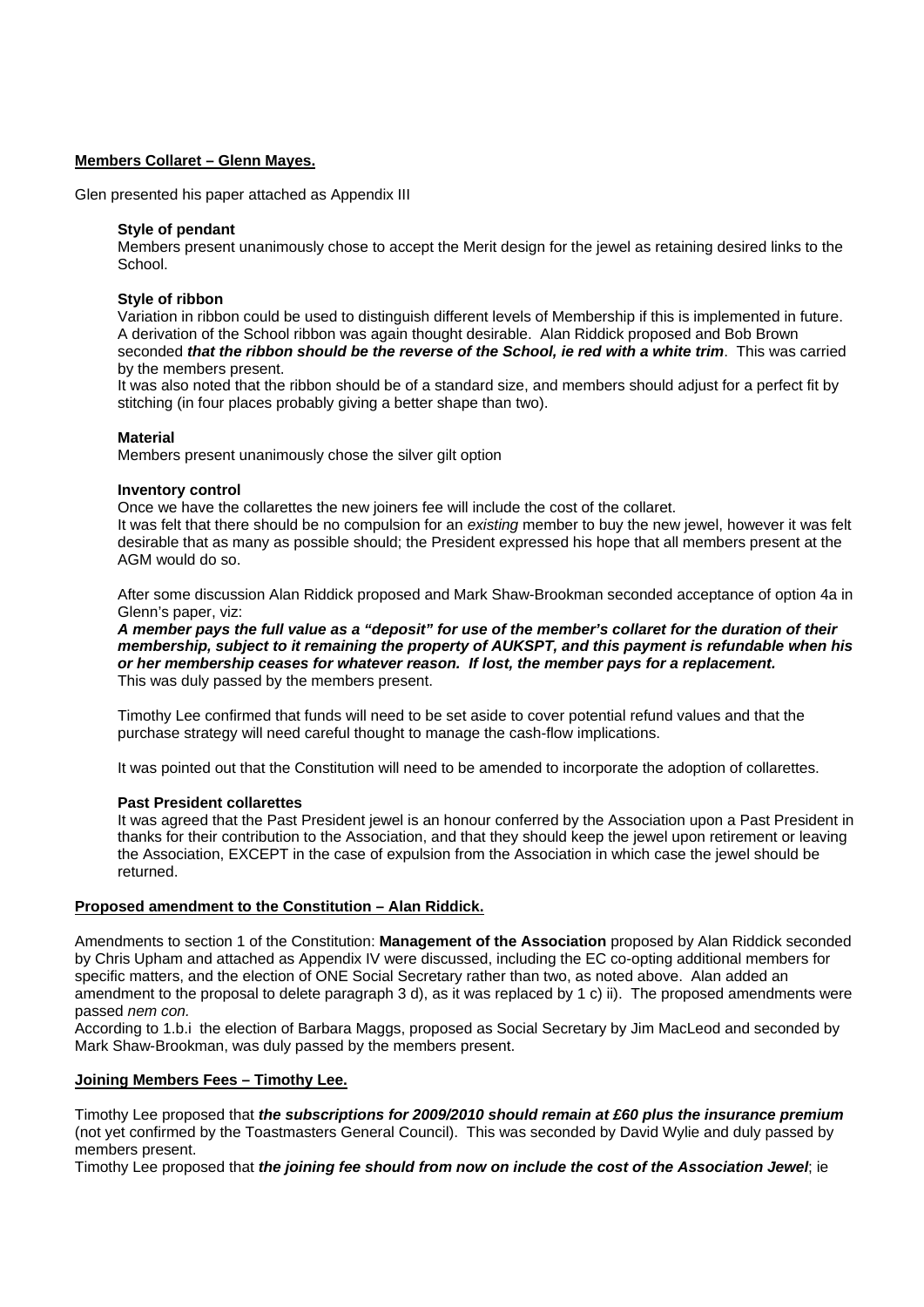**Members Collaret – Glenn Mayes.**

Glen presented his paper attached as Appendix III

**Style of pendant**
Members present unanimously chose to accept the Merit design for the jewel as retaining desired links to the School.

**Style of ribbon**
Variation in ribbon could be used to distinguish different levels of Membership if this is implemented in future. A derivation of the School ribbon was again thought desirable. Alan Riddick proposed and Bob Brown seconded ***that the ribbon should be the reverse of the School, ie red with a white trim***. This was carried by the members present.
It was also noted that the ribbon should be of a standard size, and members should adjust for a perfect fit by stitching (in four places probably giving a better shape than two).

**Material**
Members present unanimously chose the silver gilt option

**Inventory control**
Once we have the collarettes the new joiners fee will include the cost of the collaret.
It was felt that there should be no compulsion for an *existing* member to buy the new jewel, however it was felt desirable that as many as possible should; the President expressed his hope that all members present at the AGM would do so.

After some discussion Alan Riddick proposed and Mark Shaw-Brookman seconded acceptance of option 4a in Glenn's paper, viz:
***A member pays the full value as a "deposit" for use of the member's collaret for the duration of their membership, subject to it remaining the property of AUKSPT, and this payment is refundable when his or her membership ceases for whatever reason. If lost, the member pays for a replacement.***
This was duly passed by the members present.

Timothy Lee confirmed that funds will need to be set aside to cover potential refund values and that the purchase strategy will need careful thought to manage the cash-flow implications.

It was pointed out that the Constitution will need to be amended to incorporate the adoption of collarettes.

**Past President collarettes**
It was agreed that the Past President jewel is an honour conferred by the Association upon a Past President in thanks for their contribution to the Association, and that they should keep the jewel upon retirement or leaving the Association, EXCEPT in the case of expulsion from the Association in which case the jewel should be returned.

**Proposed amendment to the Constitution – Alan Riddick.**

Amendments to section 1 of the Constitution: **Management of the Association** proposed by Alan Riddick seconded by Chris Upham and attached as Appendix IV were discussed, including the EC co-opting additional members for specific matters, and the election of ONE Social Secretary rather than two, as noted above. Alan added an amendment to the proposal to delete paragraph 3 d), as it was replaced by 1 c) ii). The proposed amendments were passed *nem con.*
According to 1.b.i the election of Barbara Maggs, proposed as Social Secretary by Jim MacLeod and seconded by Mark Shaw-Brookman, was duly passed by the members present.

**Joining Members Fees – Timothy Lee.**

Timothy Lee proposed that ***the subscriptions for 2009/2010 should remain at £60 plus the insurance premium*** (not yet confirmed by the Toastmasters General Council). This was seconded by David Wylie and duly passed by members present.
Timothy Lee proposed that ***the joining fee should from now on include the cost of the Association Jewel***; ie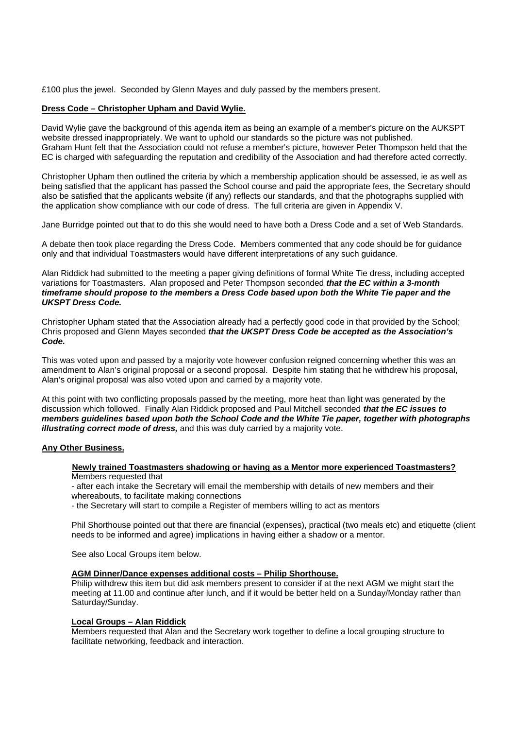£100 plus the jewel. Seconded by Glenn Mayes and duly passed by the members present.

**Dress Code – Christopher Upham and David Wylie.**

David Wylie gave the background of this agenda item as being an example of a member's picture on the AUKSPT website dressed inappropriately. We want to uphold our standards so the picture was not published.
Graham Hunt felt that the Association could not refuse a member's picture, however Peter Thompson held that the EC is charged with safeguarding the reputation and credibility of the Association and had therefore acted correctly.

Christopher Upham then outlined the criteria by which a membership application should be assessed, ie as well as being satisfied that the applicant has passed the School course and paid the appropriate fees, the Secretary should also be satisfied that the applicants website (if any) reflects our standards, and that the photographs supplied with the application show compliance with our code of dress. The full criteria are given in Appendix V.

Jane Burridge pointed out that to do this she would need to have both a Dress Code and a set of Web Standards.

A debate then took place regarding the Dress Code. Members commented that any code should be for guidance only and that individual Toastmasters would have different interpretations of any such guidance.

Alan Riddick had submitted to the meeting a paper giving definitions of formal White Tie dress, including accepted variations for Toastmasters. Alan proposed and Peter Thompson seconded ***that the EC within a 3-month timeframe should propose to the members a Dress Code based upon both the White Tie paper and the UKSPT Dress Code.***

Christopher Upham stated that the Association already had a perfectly good code in that provided by the School; Chris proposed and Glenn Mayes seconded ***that the UKSPT Dress Code be accepted as the Association's Code.***

This was voted upon and passed by a majority vote however confusion reigned concerning whether this was an amendment to Alan's original proposal or a second proposal. Despite him stating that he withdrew his proposal, Alan's original proposal was also voted upon and carried by a majority vote.

At this point with two conflicting proposals passed by the meeting, more heat than light was generated by the discussion which followed. Finally Alan Riddick proposed and Paul Mitchell seconded ***that the EC issues to members guidelines based upon both the School Code and the White Tie paper, together with photographs illustrating correct mode of dress,*** and this was duly carried by a majority vote.

**Any Other Business.**

**Newly trained Toastmasters shadowing or having as a Mentor more experienced Toastmasters?**

Members requested that

- after each intake the Secretary will email the membership with details of new members and their whereabouts, to facilitate making connections
- the Secretary will start to compile a Register of members willing to act as mentors

Phil Shorthouse pointed out that there are financial (expenses), practical (two meals etc) and etiquette (client needs to be informed and agree) implications in having either a shadow or a mentor.

See also Local Groups item below.

**AGM Dinner/Dance expenses additional costs – Philip Shorthouse.**

Philip withdrew this item but did ask members present to consider if at the next AGM we might start the meeting at 11.00 and continue after lunch, and if it would be better held on a Sunday/Monday rather than Saturday/Sunday.

**Local Groups – Alan Riddick**

Members requested that Alan and the Secretary work together to define a local grouping structure to facilitate networking, feedback and interaction.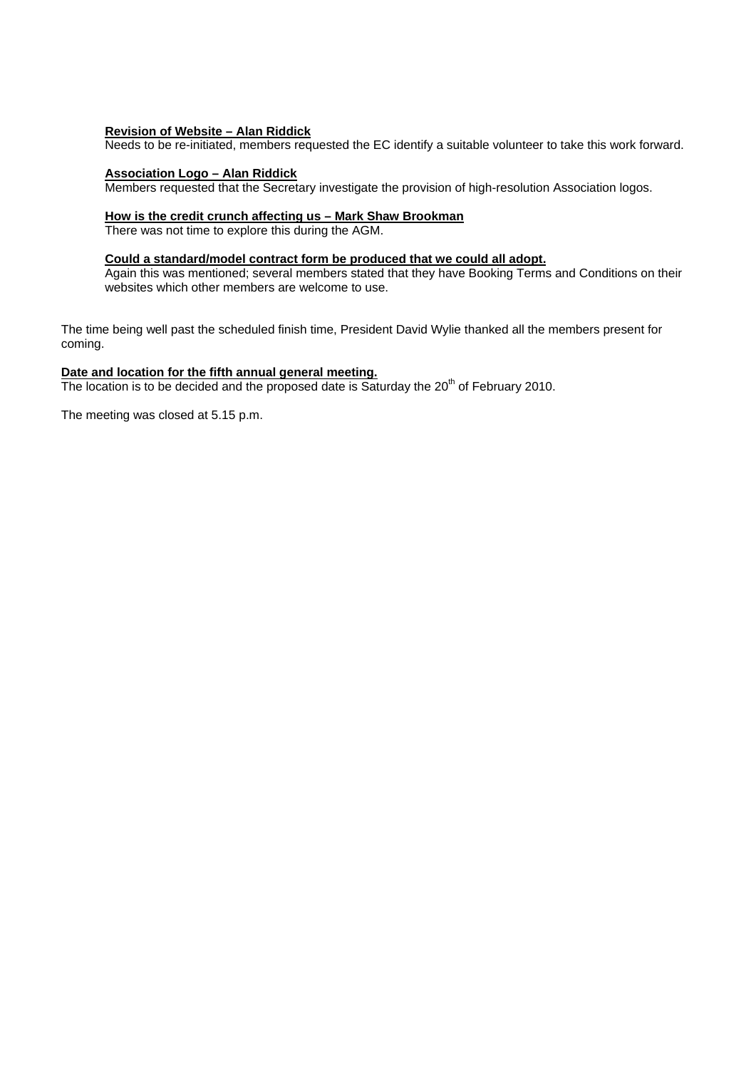**Revision of Website – Alan Riddick**

Needs to be re-initiated, members requested the EC identify a suitable volunteer to take this work forward.

**Association Logo – Alan Riddick**

Members requested that the Secretary investigate the provision of high-resolution Association logos.

**How is the credit crunch affecting us – Mark Shaw Brookman**

There was not time to explore this during the AGM.

**Could a standard/model contract form be produced that we could all adopt.**

Again this was mentioned; several members stated that they have Booking Terms and Conditions on their websites which other members are welcome to use.

The time being well past the scheduled finish time, President David Wylie thanked all the members present for coming.

**Date and location for the fifth annual general meeting.**

The location is to be decided and the proposed date is Saturday the 20th of February 2010.

The meeting was closed at 5.15 p.m.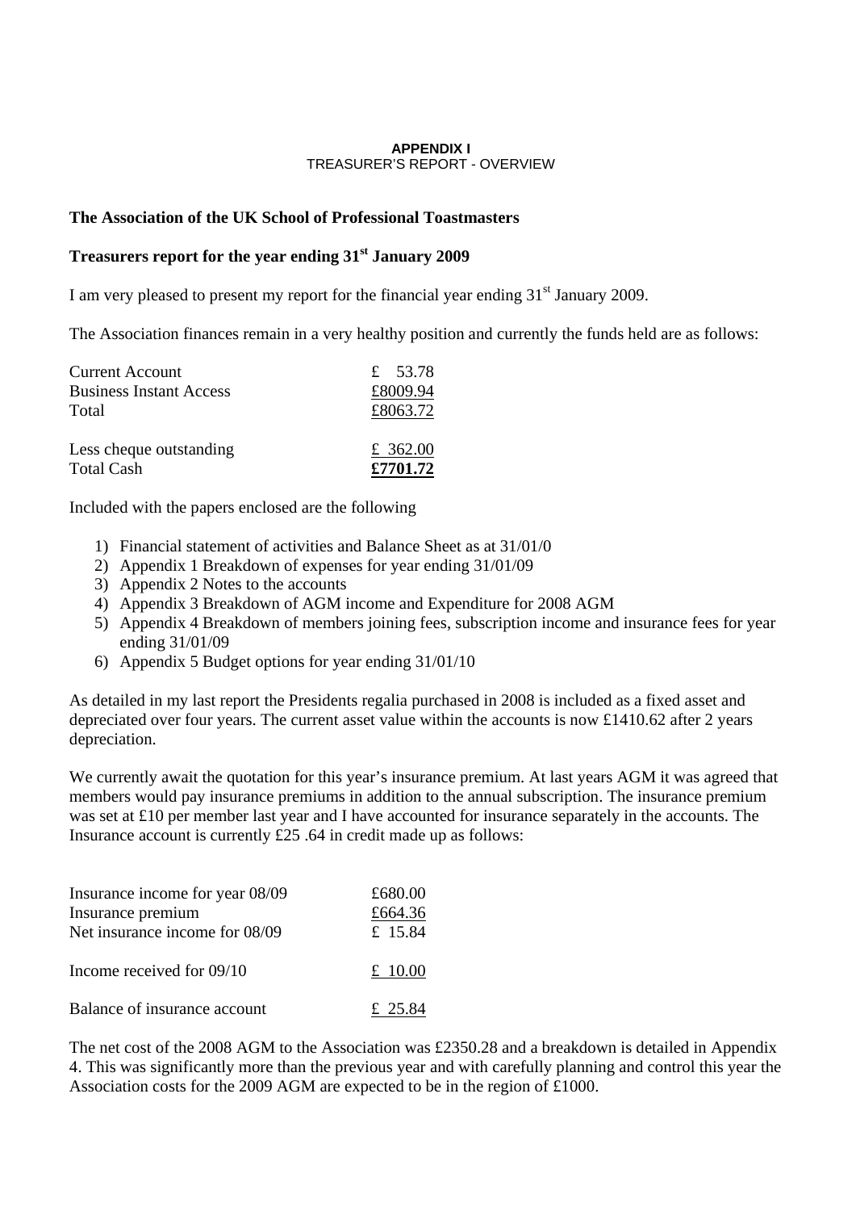**APPENDIX I**
TREASURER'S REPORT - OVERVIEW

**The Association of the UK School of Professional Toastmasters**

**Treasurers report for the year ending 31st January 2009**

I am very pleased to present my report for the financial year ending 31st January 2009.

The Association finances remain in a very healthy position and currently the funds held are as follows:

| | |
|---|---|
| Current Account | £ 53.78 |
| Business Instant Access | £8009.94 |
| Total | £8063.72 |
| | |
| Less cheque outstanding | £ 362.00 |
| Total Cash | **£7701.72** |

Included with the papers enclosed are the following

1) Financial statement of activities and Balance Sheet as at 31/01/0
2) Appendix 1 Breakdown of expenses for year ending 31/01/09
3) Appendix 2 Notes to the accounts
4) Appendix 3 Breakdown of AGM income and Expenditure for 2008 AGM
5) Appendix 4 Breakdown of members joining fees, subscription income and insurance fees for year ending 31/01/09
6) Appendix 5 Budget options for year ending 31/01/10

As detailed in my last report the Presidents regalia purchased in 2008 is included as a fixed asset and depreciated over four years. The current asset value within the accounts is now £1410.62 after 2 years depreciation.

We currently await the quotation for this year's insurance premium. At last years AGM it was agreed that members would pay insurance premiums in addition to the annual subscription. The insurance premium was set at £10 per member last year and I have accounted for insurance separately in the accounts. The Insurance account is currently £25 .64 in credit made up as follows:

| | |
|---|---|
| Insurance income for year 08/09 | £680.00 |
| Insurance premium | £664.36 |
| Net insurance income for 08/09 | £ 15.84 |
| | |
| Income received for 09/10 | £ 10.00 |
| | |
| Balance of insurance account | £ 25.84 |

The net cost of the 2008 AGM to the Association was £2350.28 and a breakdown is detailed in Appendix 4. This was significantly more than the previous year and with carefully planning and control this year the Association costs for the 2009 AGM are expected to be in the region of £1000.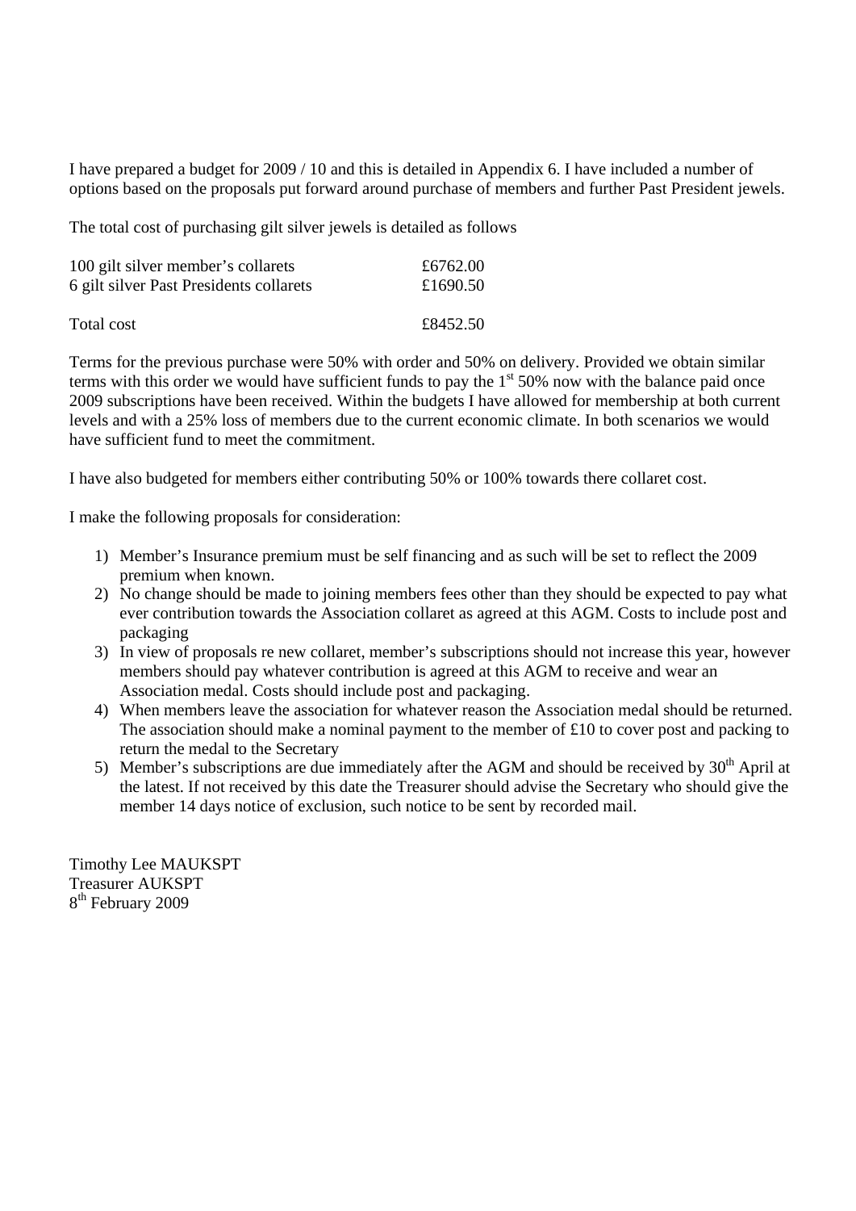I have prepared a budget for 2009 / 10 and this is detailed in Appendix 6. I have included a number of options based on the proposals put forward around purchase of members and further Past President jewels.

The total cost of purchasing gilt silver jewels is detailed as follows

| | |
|---|---|
| 100 gilt silver member's collarets | £6762.00 |
| 6 gilt silver Past Presidents collarets | £1690.50 |
| | |
| Total cost | £8452.50 |

Terms for the previous purchase were 50% with order and 50% on delivery. Provided we obtain similar terms with this order we would have sufficient funds to pay the 1st 50% now with the balance paid once 2009 subscriptions have been received. Within the budgets I have allowed for membership at both current levels and with a 25% loss of members due to the current economic climate. In both scenarios we would have sufficient fund to meet the commitment.

I have also budgeted for members either contributing 50% or 100% towards there collaret cost.

I make the following proposals for consideration:

1) Member's Insurance premium must be self financing and as such will be set to reflect the 2009 premium when known.
2) No change should be made to joining members fees other than they should be expected to pay what ever contribution towards the Association collaret as agreed at this AGM. Costs to include post and packaging
3) In view of proposals re new collaret, member's subscriptions should not increase this year, however members should pay whatever contribution is agreed at this AGM to receive and wear an Association medal. Costs should include post and packaging.
4) When members leave the association for whatever reason the Association medal should be returned. The association should make a nominal payment to the member of £10 to cover post and packing to return the medal to the Secretary
5) Member's subscriptions are due immediately after the AGM and should be received by 30th April at the latest. If not received by this date the Treasurer should advise the Secretary who should give the member 14 days notice of exclusion, such notice to be sent by recorded mail.

Timothy Lee MAUKSPT
Treasurer AUKSPT
8th February 2009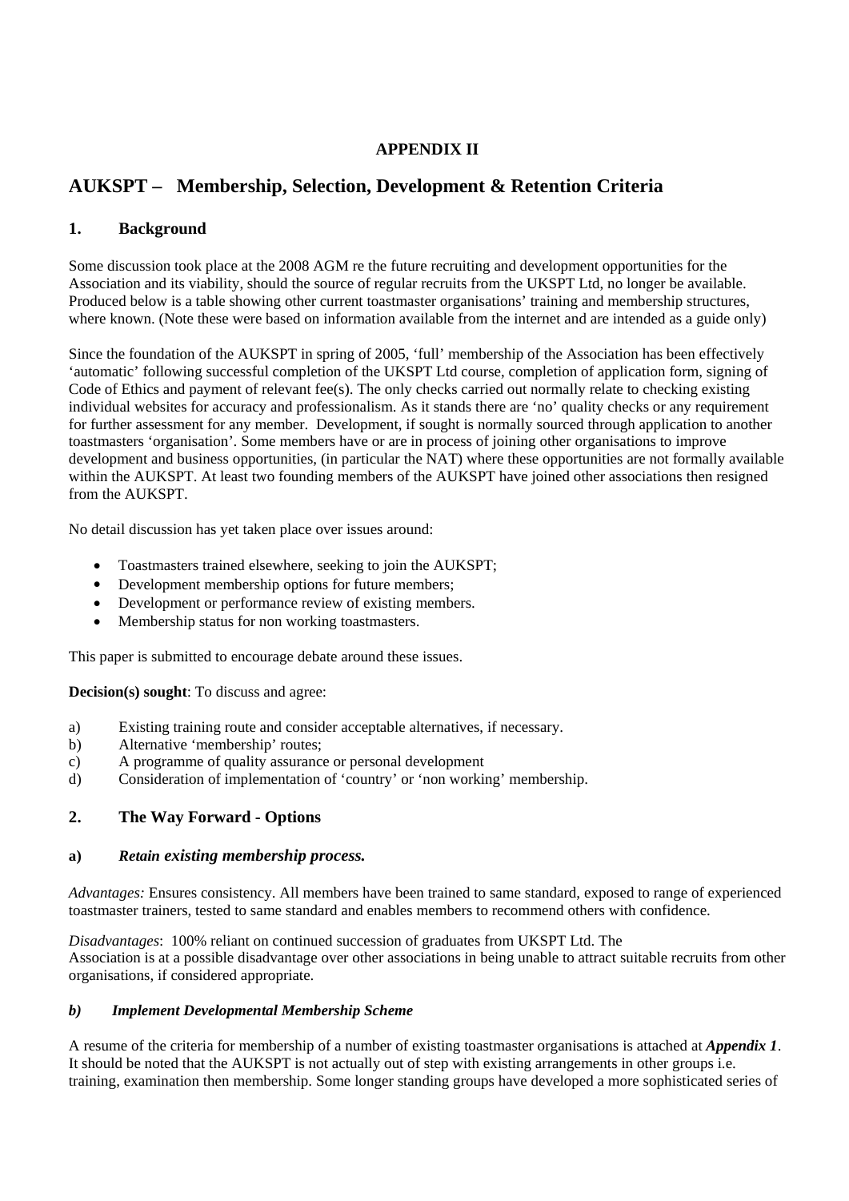**APPENDIX II**

# AUKSPT – Membership, Selection, Development & Retention Criteria

## 1. Background

Some discussion took place at the 2008 AGM re the future recruiting and development opportunities for the Association and its viability, should the source of regular recruits from the UKSPT Ltd, no longer be available. Produced below is a table showing other current toastmaster organisations' training and membership structures, where known. (Note these were based on information available from the internet and are intended as a guide only)

Since the foundation of the AUKSPT in spring of 2005, 'full' membership of the Association has been effectively 'automatic' following successful completion of the UKSPT Ltd course, completion of application form, signing of Code of Ethics and payment of relevant fee(s). The only checks carried out normally relate to checking existing individual websites for accuracy and professionalism. As it stands there are 'no' quality checks or any requirement for further assessment for any member. Development, if sought is normally sourced through application to another toastmasters 'organisation'. Some members have or are in process of joining other organisations to improve development and business opportunities, (in particular the NAT) where these opportunities are not formally available within the AUKSPT. At least two founding members of the AUKSPT have joined other associations then resigned from the AUKSPT.

No detail discussion has yet taken place over issues around:

- Toastmasters trained elsewhere, seeking to join the AUKSPT;
- Development membership options for future members;
- Development or performance review of existing members.
- Membership status for non working toastmasters.

This paper is submitted to encourage debate around these issues.

**Decision(s) sought**: To discuss and agree:

a) Existing training route and consider acceptable alternatives, if necessary.
b) Alternative 'membership' routes;
c) A programme of quality assurance or personal development
d) Consideration of implementation of 'country' or 'non working' membership.

## 2. The Way Forward - Options

### a) *Retain existing membership process.*

*Advantages:* Ensures consistency. All members have been trained to same standard, exposed to range of experienced toastmaster trainers, tested to same standard and enables members to recommend others with confidence.

*Disadvantages*: 100% reliant on continued succession of graduates from UKSPT Ltd. The Association is at a possible disadvantage over other associations in being unable to attract suitable recruits from other organisations, if considered appropriate.

### *b) Implement Developmental Membership Scheme*

A resume of the criteria for membership of a number of existing toastmaster organisations is attached at ***Appendix 1***. It should be noted that the AUKSPT is not actually out of step with existing arrangements in other groups i.e. training, examination then membership. Some longer standing groups have developed a more sophisticated series of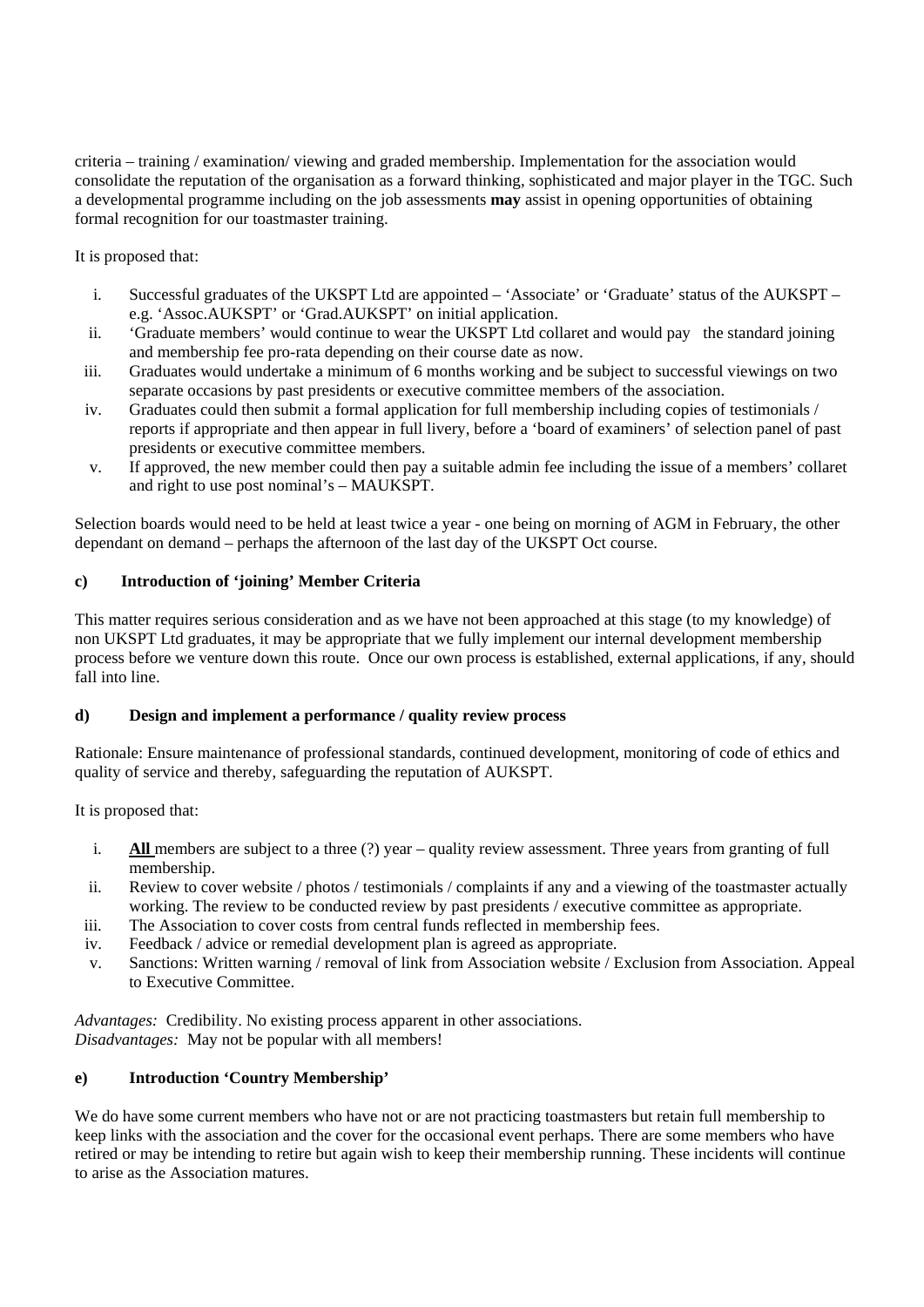criteria – training / examination/ viewing and graded membership. Implementation for the association would consolidate the reputation of the organisation as a forward thinking, sophisticated and major player in the TGC. Such a developmental programme including on the job assessments **may** assist in opening opportunities of obtaining formal recognition for our toastmaster training.

It is proposed that:

i. Successful graduates of the UKSPT Ltd are appointed – 'Associate' or 'Graduate' status of the AUKSPT – e.g. 'Assoc.AUKSPT' or 'Grad.AUKSPT' on initial application.
ii. 'Graduate members' would continue to wear the UKSPT Ltd collaret and would pay the standard joining and membership fee pro-rata depending on their course date as now.
iii. Graduates would undertake a minimum of 6 months working and be subject to successful viewings on two separate occasions by past presidents or executive committee members of the association.
iv. Graduates could then submit a formal application for full membership including copies of testimonials / reports if appropriate and then appear in full livery, before a 'board of examiners' of selection panel of past presidents or executive committee members.
v. If approved, the new member could then pay a suitable admin fee including the issue of a members' collaret and right to use post nominal's – MAUKSPT.

Selection boards would need to be held at least twice a year - one being on morning of AGM in February, the other dependant on demand – perhaps the afternoon of the last day of the UKSPT Oct course.

**c) Introduction of 'joining' Member Criteria**

This matter requires serious consideration and as we have not been approached at this stage (to my knowledge) of non UKSPT Ltd graduates, it may be appropriate that we fully implement our internal development membership process before we venture down this route. Once our own process is established, external applications, if any, should fall into line.

**d) Design and implement a performance / quality review process**

Rationale: Ensure maintenance of professional standards, continued development, monitoring of code of ethics and quality of service and thereby, safeguarding the reputation of AUKSPT.

It is proposed that:

i. **All** members are subject to a three (?) year – quality review assessment. Three years from granting of full membership.
ii. Review to cover website / photos / testimonials / complaints if any and a viewing of the toastmaster actually working. The review to be conducted review by past presidents / executive committee as appropriate.
iii. The Association to cover costs from central funds reflected in membership fees.
iv. Feedback / advice or remedial development plan is agreed as appropriate.
v. Sanctions: Written warning / removal of link from Association website / Exclusion from Association. Appeal to Executive Committee.

*Advantages:* Credibility. No existing process apparent in other associations.
*Disadvantages:* May not be popular with all members!

**e) Introduction 'Country Membership'**

We do have some current members who have not or are not practicing toastmasters but retain full membership to keep links with the association and the cover for the occasional event perhaps. There are some members who have retired or may be intending to retire but again wish to keep their membership running. These incidents will continue to arise as the Association matures.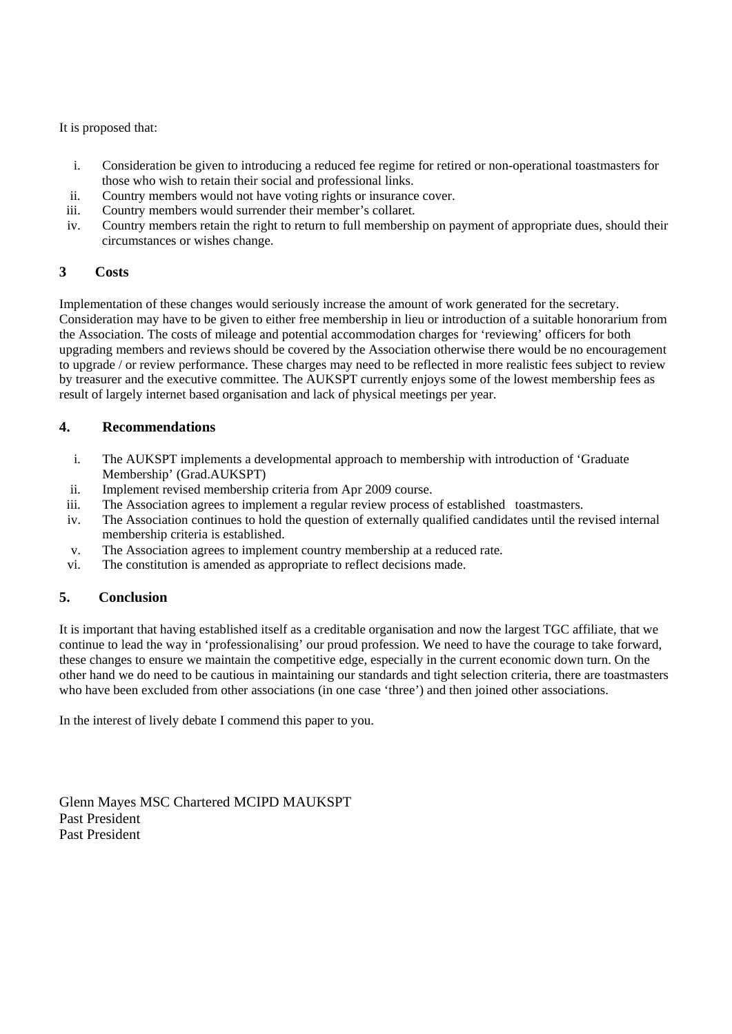It is proposed that:

- i. Consideration be given to introducing a reduced fee regime for retired or non-operational toastmasters for those who wish to retain their social and professional links.
- ii. Country members would not have voting rights or insurance cover.
- iii. Country members would surrender their member's collaret.
- iv. Country members retain the right to return to full membership on payment of appropriate dues, should their circumstances or wishes change.

### 3 Costs

Implementation of these changes would seriously increase the amount of work generated for the secretary. Consideration may have to be given to either free membership in lieu or introduction of a suitable honorarium from the Association. The costs of mileage and potential accommodation charges for 'reviewing' officers for both upgrading members and reviews should be covered by the Association otherwise there would be no encouragement to upgrade / or review performance. These charges may need to be reflected in more realistic fees subject to review by treasurer and the executive committee. The AUKSPT currently enjoys some of the lowest membership fees as result of largely internet based organisation and lack of physical meetings per year.

### 4. Recommendations

- i. The AUKSPT implements a developmental approach to membership with introduction of 'Graduate Membership' (Grad.AUKSPT)
- ii. Implement revised membership criteria from Apr 2009 course.
- iii. The Association agrees to implement a regular review process of established toastmasters.
- iv. The Association continues to hold the question of externally qualified candidates until the revised internal membership criteria is established.
- v. The Association agrees to implement country membership at a reduced rate.
- vi. The constitution is amended as appropriate to reflect decisions made.

### 5. Conclusion

It is important that having established itself as a creditable organisation and now the largest TGC affiliate, that we continue to lead the way in 'professionalising' our proud profession. We need to have the courage to take forward, these changes to ensure we maintain the competitive edge, especially in the current economic down turn. On the other hand we do need to be cautious in maintaining our standards and tight selection criteria, there are toastmasters who have been excluded from other associations (in one case 'three') and then joined other associations.

In the interest of lively debate I commend this paper to you.

Glenn Mayes MSC Chartered MCIPD MAUKSPT
Past President
Past President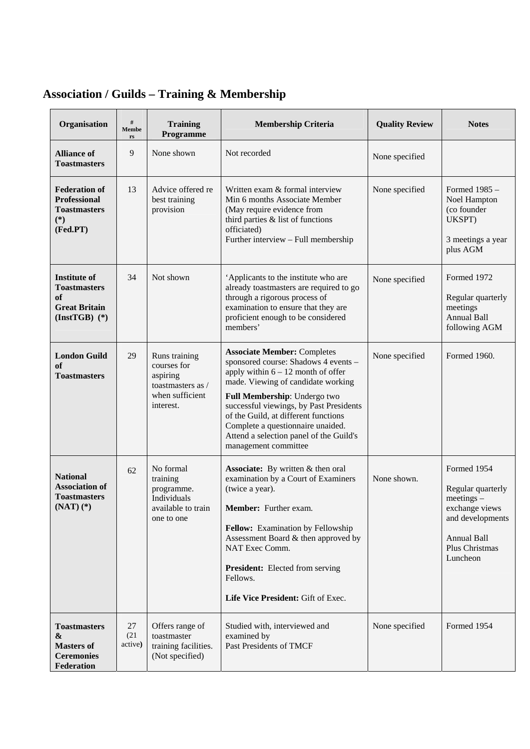## Association / Guilds – Training & Membership

| Organisation | # Members | Training Programme | Membership Criteria | Quality Review | Notes |
|---|---|---|---|---|---|
| **Alliance of Toastmasters** | 9 | None shown | Not recorded | None specified | |
| **Federation of Professional Toastmasters (*) (Fed.PT)** | 13 | Advice offered re best training provision | Written exam & formal interview<br>Min 6 months Associate Member<br>(May require evidence from third parties & list of functions officiated)<br>Further interview – Full membership | None specified | Formed 1985 – Noel Hampton (co founder UKSPT)<br><br>3 meetings a year plus AGM |
| **Institute of Toastmasters of Great Britain (InstTGB) (*)** | 34 | Not shown | 'Applicants to the institute who are already toastmasters are required to go through a rigorous process of examination to ensure that they are proficient enough to be considered members' | None specified | Formed 1972<br><br>Regular quarterly meetings<br>Annual Ball following AGM |
| **London Guild of Toastmasters** | 29 | Runs training courses for aspiring toastmasters as / when sufficient interest. | **Associate Member:** Completes sponsored course: Shadows 4 events – apply within 6 – 12 month of offer made. Viewing of candidate working<br>**Full Membership**: Undergo two successful viewings, by Past Presidents of the Guild, at different functions Complete a questionnaire unaided. Attend a selection panel of the Guild's management committee | None specified | Formed 1960. |
| **National Association of Toastmasters (NAT) (*)** | 62 | No formal training programme. Individuals available to train one to one | **Associate:** By written & then oral examination by a Court of Examiners (twice a year).<br><br>**Member:** Further exam.<br><br>**Fellow:** Examination by Fellowship Assessment Board & then approved by NAT Exec Comm.<br><br>**President:** Elected from serving Fellows.<br><br>**Life Vice President:** Gift of Exec. | None shown. | Formed 1954<br><br>Regular quarterly meetings – exchange views and developments<br><br>Annual Ball<br>Plus Christmas Luncheon |
| **Toastmasters & Masters of Ceremonies Federation** | 27 (21 active) | Offers range of toastmaster training facilities. (Not specified) | Studied with, interviewed and examined by<br>Past Presidents of TMCF | None specified | Formed 1954 |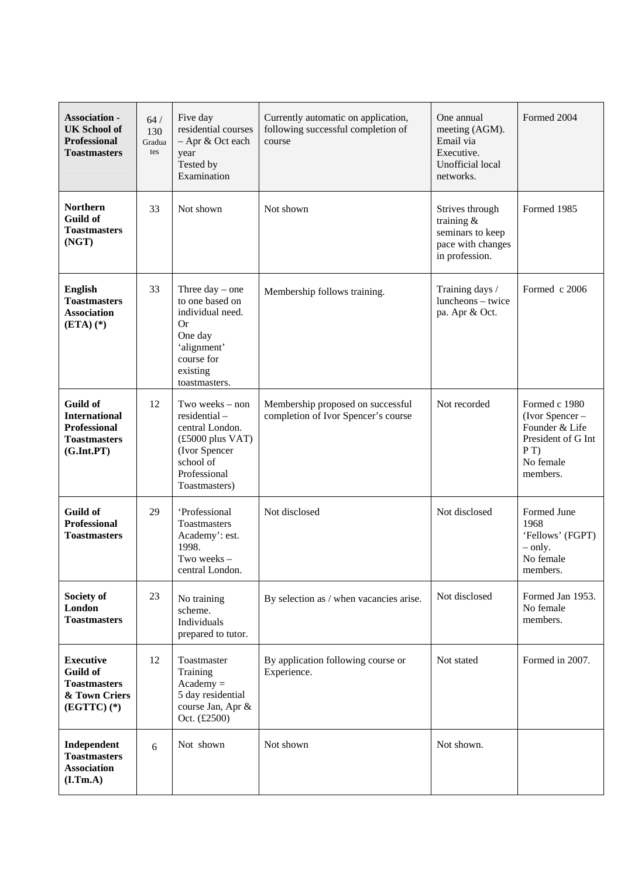| | | | | | |
|---|---|---|---|---|---|
| **Association - UK School of Professional Toastmasters** | 64 / 130 Graduates | Five day residential courses – Apr & Oct each year Tested by Examination | Currently automatic on application, following successful completion of course | One annual meeting (AGM). Email via Executive. Unofficial local networks. | Formed 2004 |
| **Northern Guild of Toastmasters (NGT)** | 33 | Not shown | Not shown | Strives through training & seminars to keep pace with changes in profession. | Formed 1985 |
| **English Toastmasters Association (ETA) (*)** | 33 | Three day – one to one based on individual need. Or One day 'alignment' course for existing toastmasters. | Membership follows training. | Training days / luncheons – twice pa. Apr & Oct. | Formed c 2006 |
| **Guild of International Professional Toastmasters (G.Int.PT)** | 12 | Two weeks – non residential – central London. (£5000 plus VAT) (Ivor Spencer school of Professional Toastmasters) | Membership proposed on successful completion of Ivor Spencer's course | Not recorded | Formed c 1980 (Ivor Spencer – Founder & Life President of G Int P T) No female members. |
| **Guild of Professional Toastmasters** | 29 | 'Professional Toastmasters Academy': est. 1998. Two weeks – central London. | Not disclosed | Not disclosed | Formed June 1968 'Fellows' (FGPT) – only. No female members. |
| **Society of London Toastmasters** | 23 | No training scheme. Individuals prepared to tutor. | By selection as / when vacancies arise. | Not disclosed | Formed Jan 1953. No female members. |
| **Executive Guild of Toastmasters & Town Criers (EGTTC) (*)** | 12 | Toastmaster Training Academy = 5 day residential course Jan, Apr & Oct. (£2500) | By application following course or Experience. | Not stated | Formed in 2007. |
| **Independent Toastmasters Association (I.Tm.A)** | 6 | Not shown | Not shown | Not shown. | |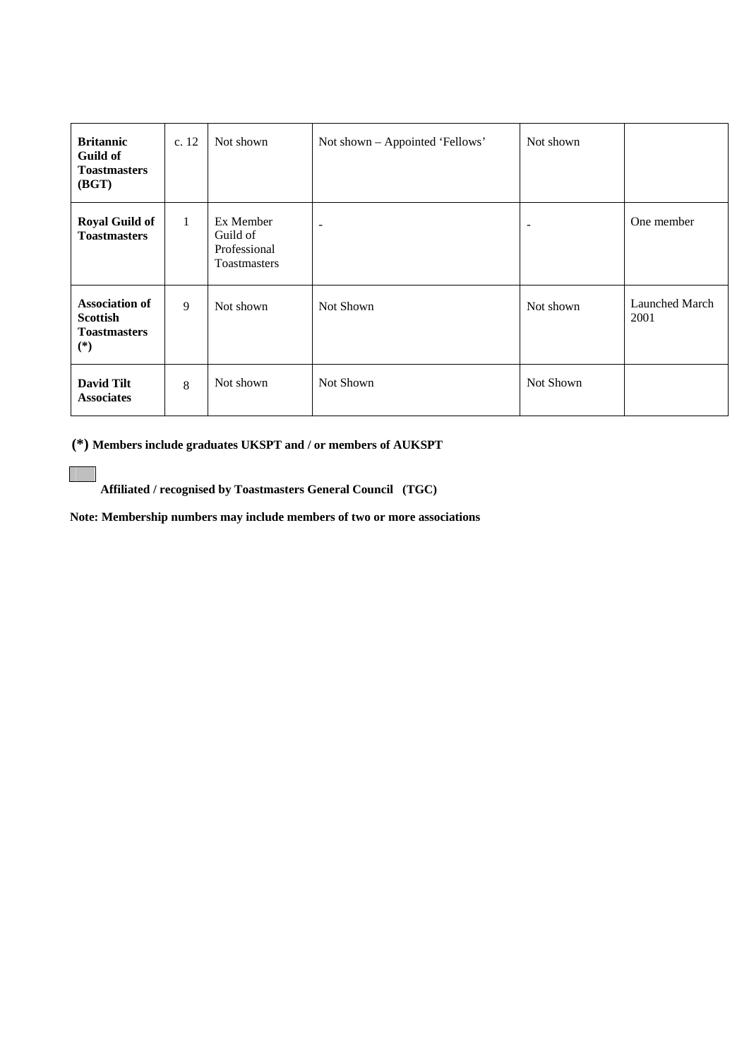| | | | | | |
|---|---|---|---|---|---|
| **Britannic Guild of Toastmasters (BGT)** | c. 12 | Not shown | Not shown – Appointed 'Fellows' | Not shown | |
| **Royal Guild of Toastmasters** | 1 | Ex Member Guild of Professional Toastmasters | - | - | One member |
| **Association of Scottish Toastmasters (*)** | 9 | Not shown | Not Shown | Not shown | Launched March 2001 |
| **David Tilt Associates** | 8 | Not shown | Not Shown | Not Shown | |

**(*) Members include graduates UKSPT and / or members of AUKSPT**

**Affiliated / recognised by Toastmasters General Council (TGC)**

**Note: Membership numbers may include members of two or more associations**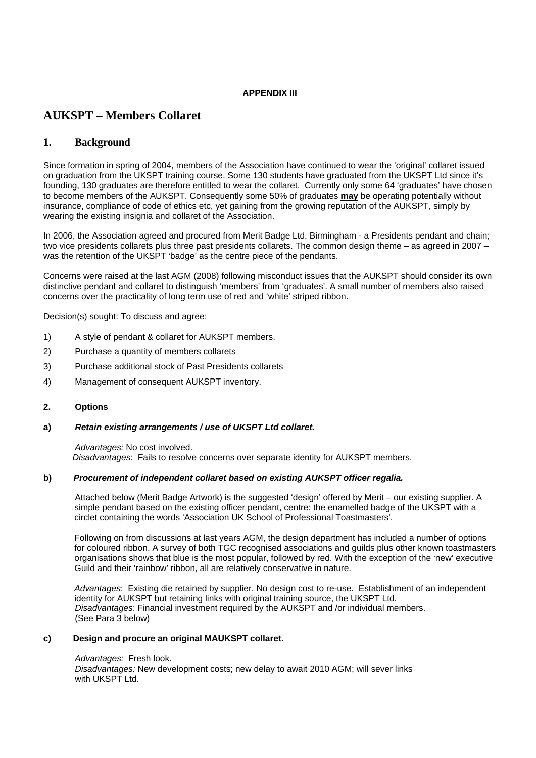**APPENDIX III**

# AUKSPT – Members Collaret

## 1. Background

Since formation in spring of 2004, members of the Association have continued to wear the 'original' collaret issued on graduation from the UKSPT training course. Some 130 students have graduated from the UKSPT Ltd since it's founding, 130 graduates are therefore entitled to wear the collaret. Currently only some 64 'graduates' have chosen to become members of the AUKSPT. Consequently some 50% of graduates <u>**may**</u> be operating potentially without insurance, compliance of code of ethics etc, yet gaining from the growing reputation of the AUKSPT, simply by wearing the existing insignia and collaret of the Association.

In 2006, the Association agreed and procured from Merit Badge Ltd, Birmingham - a Presidents pendant and chain; two vice presidents collarets plus three past presidents collarets. The common design theme – as agreed in 2007 – was the retention of the UKSPT 'badge' as the centre piece of the pendants.

Concerns were raised at the last AGM (2008) following misconduct issues that the AUKSPT should consider its own distinctive pendant and collaret to distinguish 'members' from 'graduates'. A small number of members also raised concerns over the practicality of long term use of red and 'white' striped ribbon.

Decision(s) sought: To discuss and agree:

1) A style of pendant & collaret for AUKSPT members.
2) Purchase a quantity of members collarets
3) Purchase additional stock of Past Presidents collarets
4) Management of consequent AUKSPT inventory.

**2. Options**

**a) *Retain existing arrangements / use of UKSPT Ltd collaret.***

*Advantages:* No cost involved.
*Disadvantages*: Fails to resolve concerns over separate identity for AUKSPT members.

**b) *Procurement of independent collaret based on existing AUKSPT officer regalia.***

Attached below (Merit Badge Artwork) is the suggested 'design' offered by Merit – our existing supplier. A simple pendant based on the existing officer pendant, centre: the enamelled badge of the UKSPT with a circlet containing the words 'Association UK School of Professional Toastmasters'.

Following on from discussions at last years AGM, the design department has included a number of options for coloured ribbon. A survey of both TGC recognised associations and guilds plus other known toastmasters organisations shows that blue is the most popular, followed by red. With the exception of the 'new' executive Guild and their 'rainbow' ribbon, all are relatively conservative in nature.

*Advantages*: Existing die retained by supplier. No design cost to re-use. Establishment of an independent identity for AUKSPT but retaining links with original training source, the UKSPT Ltd.
*Disadvantages*: Financial investment required by the AUKSPT and /or individual members.
(See Para 3 below)

**c) Design and procure an original MAUKSPT collaret.**

*Advantages:* Fresh look.
*Disadvantages:* New development costs; new delay to await 2010 AGM; will sever links with UKSPT Ltd.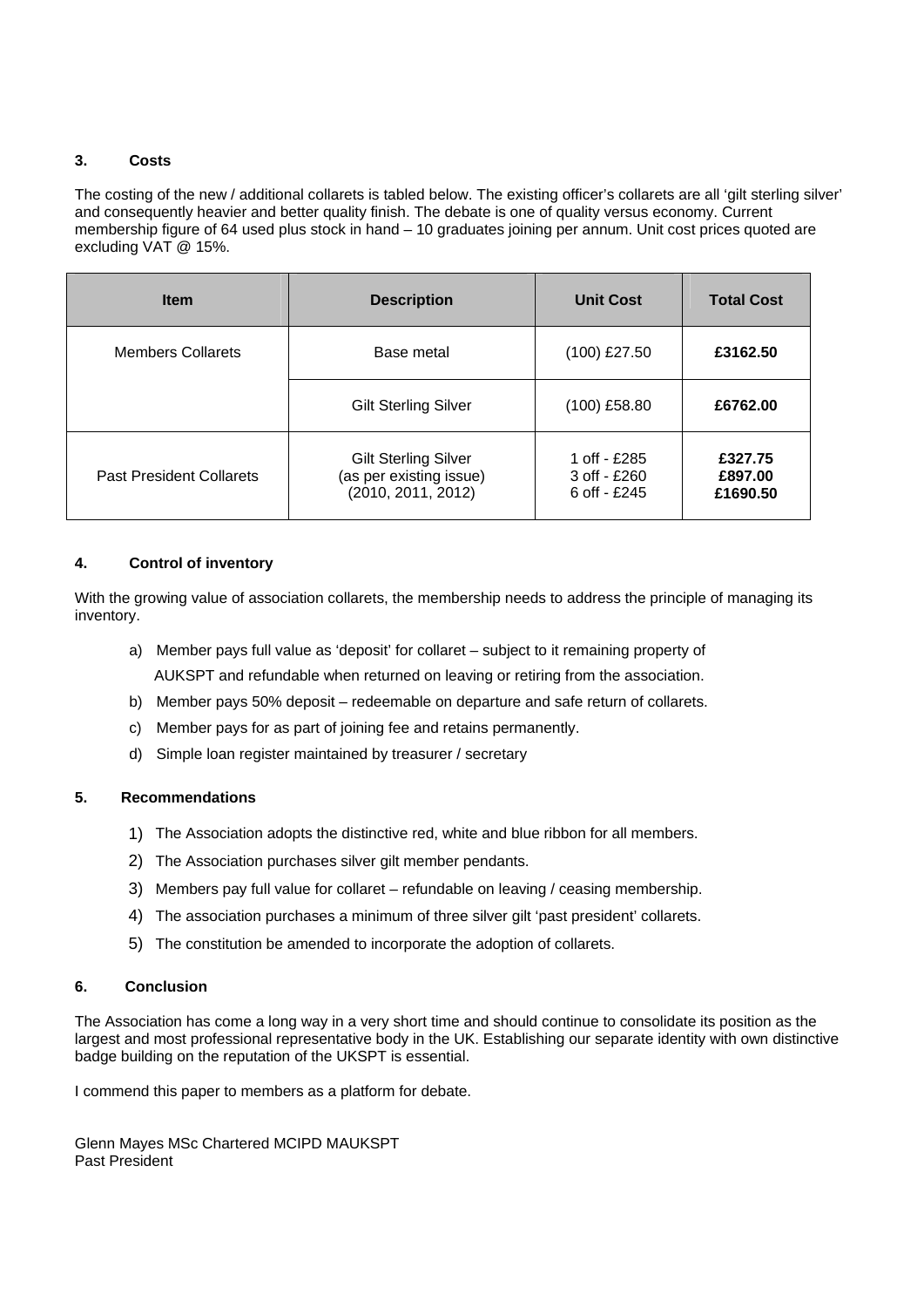### 3. Costs

The costing of the new / additional collarets is tabled below. The existing officer's collarets are all 'gilt sterling silver' and consequently heavier and better quality finish. The debate is one of quality versus economy. Current membership figure of 64 used plus stock in hand – 10 graduates joining per annum. Unit cost prices quoted are excluding VAT @ 15%.

| Item | Description | Unit Cost | Total Cost |
|---|---|---|---|
| Members Collarets | Base metal | (100) £27.50 | **£3162.50** |
| | Gilt Sterling Silver | (100) £58.80 | **£6762.00** |
| Past President Collarets | Gilt Sterling Silver (as per existing issue) (2010, 2011, 2012) | 1 off - £285<br>3 off - £260<br>6 off - £245 | **£327.75**<br>**£897.00**<br>**£1690.50** |

### 4. Control of inventory

With the growing value of association collarets, the membership needs to address the principle of managing its inventory.

a) Member pays full value as 'deposit' for collaret – subject to it remaining property of AUKSPT and refundable when returned on leaving or retiring from the association.
b) Member pays 50% deposit – redeemable on departure and safe return of collarets.
c) Member pays for as part of joining fee and retains permanently.
d) Simple loan register maintained by treasurer / secretary

### 5. Recommendations

1) The Association adopts the distinctive red, white and blue ribbon for all members.
2) The Association purchases silver gilt member pendants.
3) Members pay full value for collaret – refundable on leaving / ceasing membership.
4) The association purchases a minimum of three silver gilt 'past president' collarets.
5) The constitution be amended to incorporate the adoption of collarets.

### 6. Conclusion

The Association has come a long way in a very short time and should continue to consolidate its position as the largest and most professional representative body in the UK. Establishing our separate identity with own distinctive badge building on the reputation of the UKSPT is essential.

I commend this paper to members as a platform for debate.

Glenn Mayes MSc Chartered MCIPD MAUKSPT
Past President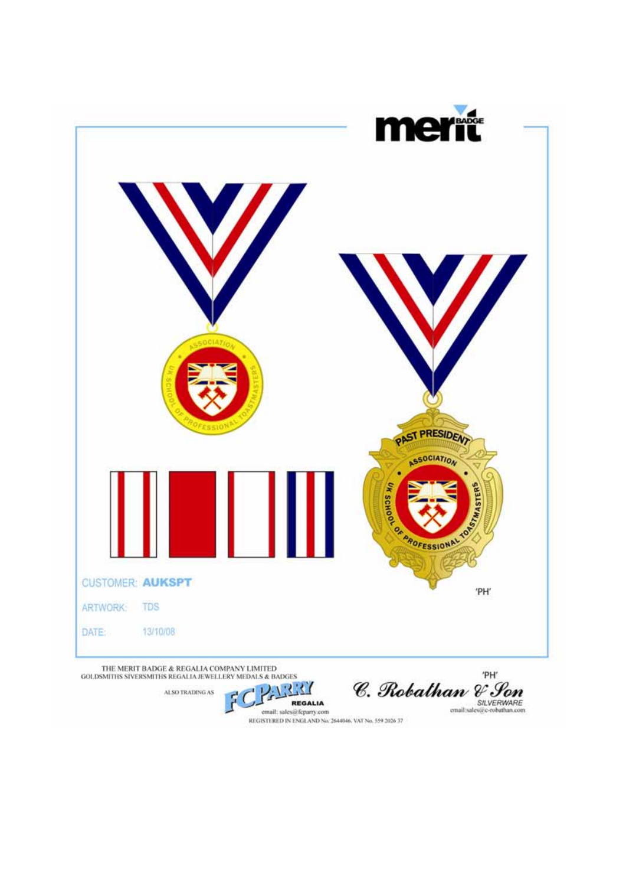merit BADGE

PAST PRESIDENT

ASSOCIATION

UK SCHOOL OF PROFESSIONAL TOASTMASTERS

'PH'

CUSTOMER: **AUKSPT**

ARTWORK: TDS

DATE: 13/10/08

THE MERIT BADGE & REGALIA COMPANY LIMITED
GOLDSMITHS SIVERSMITHS REGALIA JEWELLERY MEDALS & BADGES

ALSO TRADING AS FC PARRY REGALIA
email: sales@fcparry.com

'PH'
*C. Robathan & Son*
SILVERWARE
email:sales@c-robathan.com

REGISTERED IN ENGLAND No. 2644046. VAT No. 559 2026 37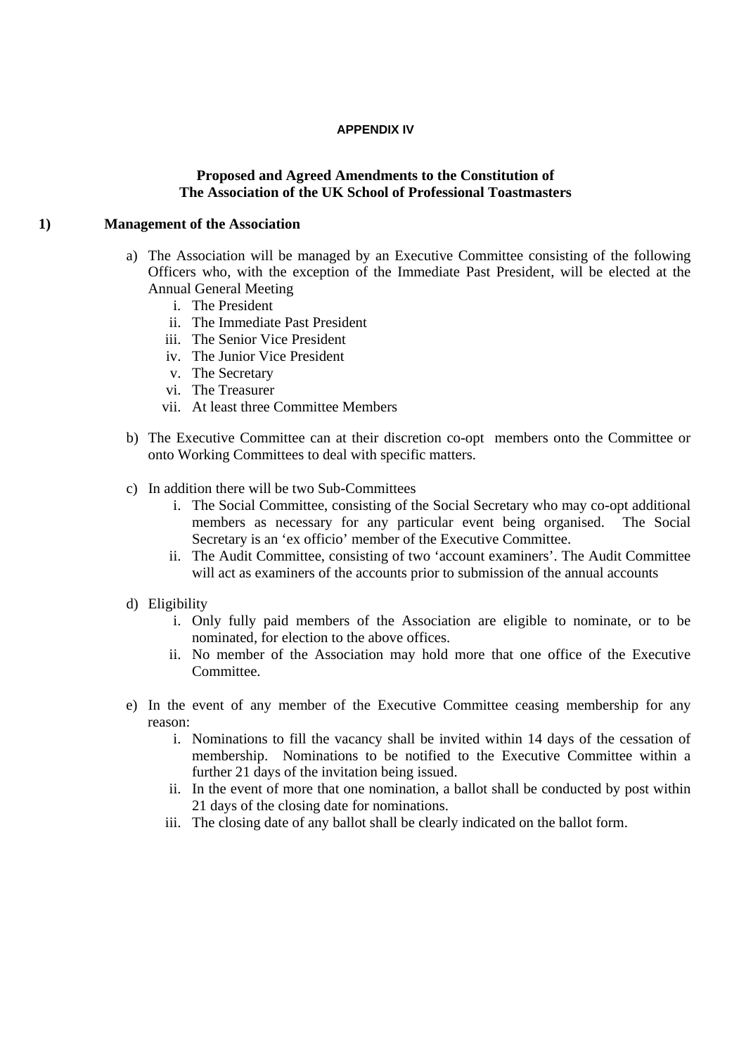**APPENDIX IV**

**Proposed and Agreed Amendments to the Constitution of**
**The Association of the UK School of Professional Toastmasters**

## 1) Management of the Association

a) The Association will be managed by an Executive Committee consisting of the following Officers who, with the exception of the Immediate Past President, will be elected at the Annual General Meeting
   i. The President
   ii. The Immediate Past President
   iii. The Senior Vice President
   iv. The Junior Vice President
   v. The Secretary
   vi. The Treasurer
   vii. At least three Committee Members

b) The Executive Committee can at their discretion co-opt members onto the Committee or onto Working Committees to deal with specific matters.

c) In addition there will be two Sub-Committees
   i. The Social Committee, consisting of the Social Secretary who may co-opt additional members as necessary for any particular event being organised. The Social Secretary is an 'ex officio' member of the Executive Committee.
   ii. The Audit Committee, consisting of two 'account examiners'. The Audit Committee will act as examiners of the accounts prior to submission of the annual accounts

d) Eligibility
   i. Only fully paid members of the Association are eligible to nominate, or to be nominated, for election to the above offices.
   ii. No member of the Association may hold more that one office of the Executive Committee.

e) In the event of any member of the Executive Committee ceasing membership for any reason:
   i. Nominations to fill the vacancy shall be invited within 14 days of the cessation of membership. Nominations to be notified to the Executive Committee within a further 21 days of the invitation being issued.
   ii. In the event of more that one nomination, a ballot shall be conducted by post within 21 days of the closing date for nominations.
   iii. The closing date of any ballot shall be clearly indicated on the ballot form.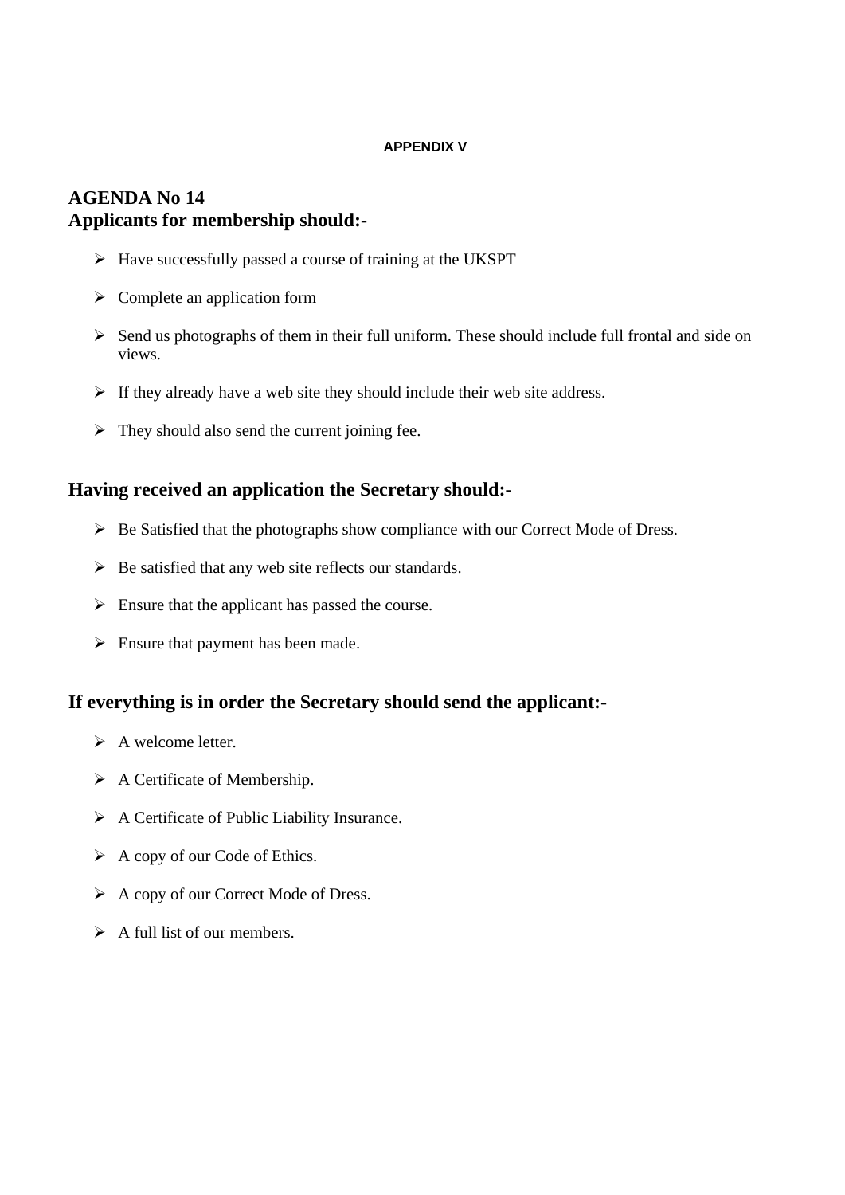**APPENDIX V**

## AGENDA No 14
## Applicants for membership should:-

- Have successfully passed a course of training at the UKSPT
- Complete an application form
- Send us photographs of them in their full uniform. These should include full frontal and side on views.
- If they already have a web site they should include their web site address.
- They should also send the current joining fee.

## Having received an application the Secretary should:-

- Be Satisfied that the photographs show compliance with our Correct Mode of Dress.
- Be satisfied that any web site reflects our standards.
- Ensure that the applicant has passed the course.
- Ensure that payment has been made.

## If everything is in order the Secretary should send the applicant:-

- A welcome letter.
- A Certificate of Membership.
- A Certificate of Public Liability Insurance.
- A copy of our Code of Ethics.
- A copy of our Correct Mode of Dress.
- A full list of our members.